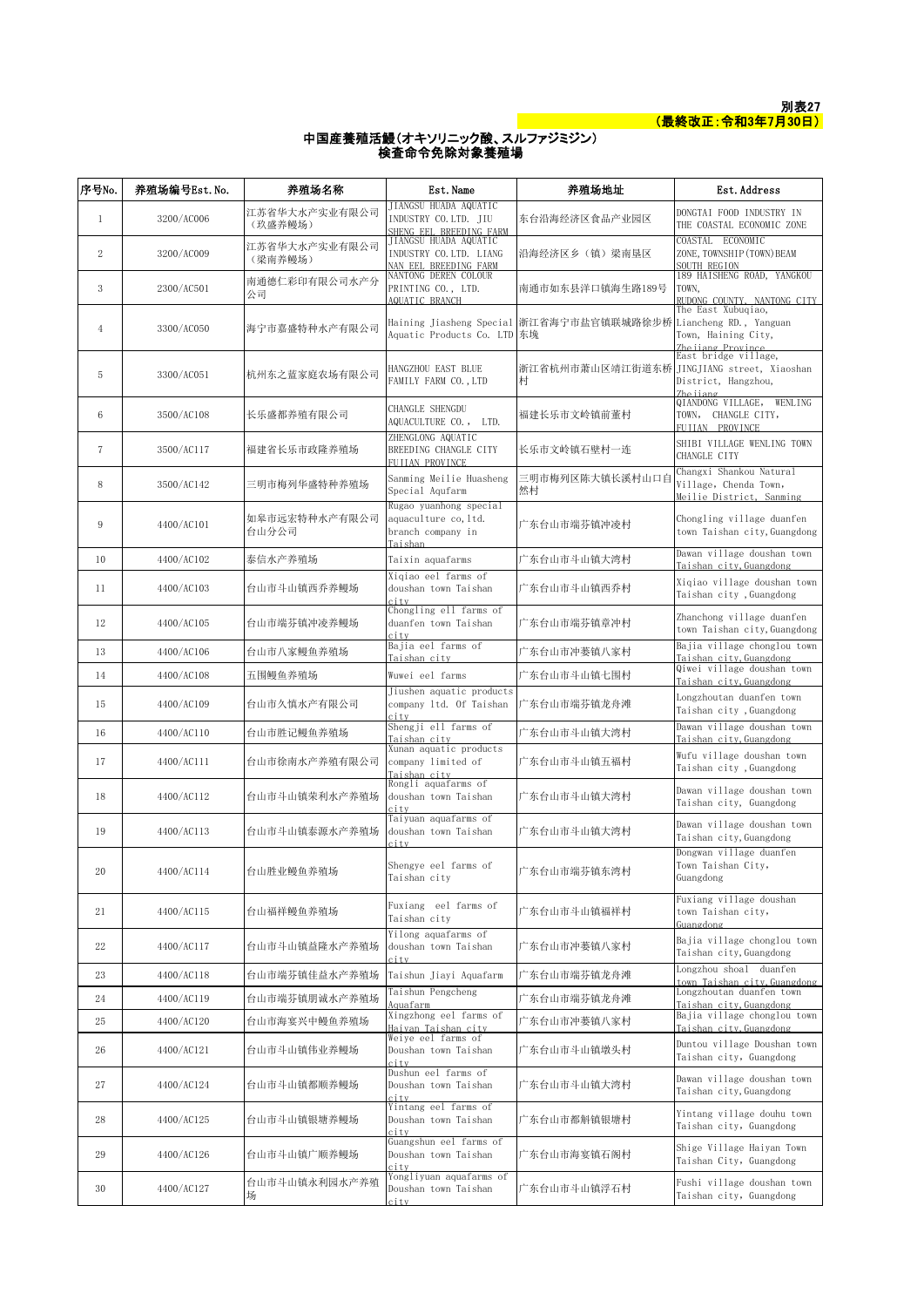別表27

（最終改正：令和3年7月30日）

# 中国産養殖活鰻（オキソリニック酸、スルファジミジン）検査命令免除対象養殖場

| 序号No. | 养殖场编号Est.No. | 养殖场名称 | Est.Name | 养殖场地址 | Est.Address |
|---|---|---|---|---|---|
| 1 | 3200/AC006 | 江苏省华大水产实业有限公司（玖盛养鳗场） | JIANGSU HUADA AQUATIC INDUSTRY CO.LTD. JIU SHENG EEL BREEDING FARM | 东台沿海经济区食品产业园区 | DONGTAI FOOD INDUSTRY IN THE COASTAL ECONOMIC ZONE |
| 2 | 3200/AC009 | 江苏省华大水产实业有限公司（梁南养鳗场） | JIANGSU HUADA AQUATIC INDUSTRY CO.LTD. LIANG NAN EEL BREEDING FARM | 沿海经济区乡（镇）梁南垦区 | COASTAL ECONOMIC ZONE,TOWNSHIP(TOWN)BEAM SOUTH REGION |
| 3 | 2300/AC501 | 南通德仁彩印有限公司水产分公司 | NANTONG DEREN COLOUR PRINTING CO., LTD. AQUATIC BRANCH | 南通市如东县洋口镇海生路189号 | 189 HAISHENG ROAD, YANGKOU TOWN, RUDONG COUNTY, NANTONG CITY |
| 4 | 3300/AC050 | 海宁市嘉盛特种水产有限公司 | Haining Jiasheng Special Aquatic Products Co. LTD | 浙江省海宁市盐官镇联城路徐步桥东境 | The East Xubuqiao, Liancheng RD., Yanguan Town, Haining City, Zhejiang Province |
| 5 | 3300/AC051 | 杭州东之蓝家庭农场有限公司 | HANGZHOU EAST BLUE FAMILY FARM CO.,LTD | 浙江省杭州市萧山区靖江街道东桥村 | East bridge village, JINGJIANG street, Xiaoshan District, Hangzhou, Zhejiang |
| 6 | 3500/AC108 | 长乐盛都养殖有限公司 | CHANGLE SHENGDU AQUACULTURE CO., LTD. | 福建长乐市文岭镇前董村 | QIANDONG VILLAGE, WENLING TOWN, CHANGLE CITY, FUJIAN PROVINCE |
| 7 | 3500/AC117 | 福建省长乐市政隆养殖场 | ZHENGLONG AQUATIC BREEDING CHANGLE CITY FUJIAN PROVINCE | 长乐市文岭镇石壁村一连 | SHIBI VILLAGE WENLING TOWN CHANGLE CITY |
| 8 | 3500/AC142 | 三明市梅列华盛特种养殖场 | Sanming Meilie Huasheng Special Aqufarm | 三明市梅列区陈大镇长溪村山口自然村 | Changxi Shankou Natural Village, Chenda Town, Meilie District, Sanming |
| 9 | 4400/AC101 | 如皋市远宏特种水产有限公司台山分公司 | Rugao yuanhong special aquaculture co,ltd. branch company in Taishan | 广东台山市端芬镇冲凌村 | Chongling village duanfen town Taishan city,Guangdong |
| 10 | 4400/AC102 | 泰信水产养殖场 | Taixin aquafarms | 广东台山市斗山镇大湾村 | Dawan village doushan town Taishan city,Guangdong |
| 11 | 4400/AC103 | 台山市斗山镇西乔养鳗场 | Xiqiao eel farms of doushan town Taishan city | 广东台山市斗山镇西乔村 | Xiqiao village doushan town Taishan city ,Guangdong |
| 12 | 4400/AC105 | 台山市端芬镇冲凌养鳗场 | Chongling ell farms of duanfen town Taishan city | 广东台山市端芬镇章冲村 | Zhanchong village duanfen town Taishan city,Guangdong |
| 13 | 4400/AC106 | 台山市八家鳗鱼养殖场 | Bajia eel farms of Taishan city | 广东台山市冲蒌镇八家村 | Bajia village chonglou town Taishan city,Guangdong |
| 14 | 4400/AC108 | 五围鳗鱼养殖场 | Wuwei eel farms | 广东台山市斗山镇七围村 | Qiwei village doushan town Taishan city,Guangdong |
| 15 | 4400/AC109 | 台山市久慎水产有限公司 | Jiushen aquatic products company ltd. Of Taishan city | 广东台山市端芬镇龙舟滩 | Longzhoutan duanfen town Taishan city ,Guangdong |
| 16 | 4400/AC110 | 台山市胜记鳗鱼养殖场 | Shengji ell farms of Taishan city | 广东台山市斗山镇大湾村 | Dawan village doushan town Taishan city,Guangdong |
| 17 | 4400/AC111 | 台山市徐南水产养殖有限公司 | Xunan aquatic products company limited of Taishan city | 广东台山市斗山镇五福村 | Wufu village doushan town Taishan city ,Guangdong |
| 18 | 4400/AC112 | 台山市斗山镇荣利水产养殖场 | Rongli aquafarms of doushan town Taishan city | 广东台山市斗山镇大湾村 | Dawan village doushan town Taishan city, Guangdong |
| 19 | 4400/AC113 | 台山市斗山镇泰源水产养殖场 | Taiyuan aquafarms of doushan town Taishan city | 广东台山市斗山镇大湾村 | Dawan village doushan town Taishan city,Guangdong |
| 20 | 4400/AC114 | 台山胜业鳗鱼养殖场 | Shengye eel farms of Taishan city | 广东台山市端芬镇东湾村 | Dongwan village duanfen Town Taishan City, Guangdong |
| 21 | 4400/AC115 | 台山福祥鳗鱼养殖场 | Fuxiang eel farms of Taishan city | 广东台山市斗山镇福祥村 | Fuxiang village doushan town Taishan city, Guangdong |
| 22 | 4400/AC117 | 台山市斗山镇益隆水产养殖场 | Yilong aquafarms of doushan town Taishan city | 广东台山市冲蒌镇八家村 | Bajia village chonglou town Taishan city,Guangdong |
| 23 | 4400/AC118 | 台山市端芬镇佳益水产养殖场 | Taishun Jiayi Aquafarm | 广东台山市端芬镇龙舟滩 | Longzhou shoal duanfen town Taishan city,Guangdong |
| 24 | 4400/AC119 | 台山市端芬镇朋诚水产养殖场 | Taishun Pengcheng Aquafarm | 广东台山市端芬镇龙舟滩 | Longzhoutan duanfen town Taishan city,Guangdong |
| 25 | 4400/AC120 | 台山市海宴兴中鳗鱼养殖场 | Xingzhong eel farms of Haiyan Taishan city | 广东台山市冲蒌镇八家村 | Bajia village chonglou town Taishan city,Guangdong |
| 26 | 4400/AC121 | 台山市斗山镇伟业养鳗场 | Weiye eel farms of Doushan town Taishan city | 广东台山市斗山镇墩头村 | Duntou village Doushan town Taishan city, Guangdong |
| 27 | 4400/AC124 | 台山市斗山镇都顺养鳗场 | Dushun eel farms of Doushan town Taishan city | 广东台山市斗山镇大湾村 | Dawan village doushan town Taishan city,Guangdong |
| 28 | 4400/AC125 | 台山市斗山镇银塘养鳗场 | Yintang eel farms of Doushan town Taishan city | 广东台山市都斛镇银塘村 | Yintang village douhu town Taishan city, Guangdong |
| 29 | 4400/AC126 | 台山市斗山镇广顺养鳗场 | Guangshun eel farms of Doushan town Taishan city | 广东台山市海宴镇石阁村 | Shige Village Haiyan Town Taishan City, Guangdong |
| 30 | 4400/AC127 | 台山市斗山镇永利园水产养殖场 | Yongliyuan aquafarms of Doushan town Taishan city | 广东台山市斗山镇浮石村 | Fushi village doushan town Taishan city, Guangdong |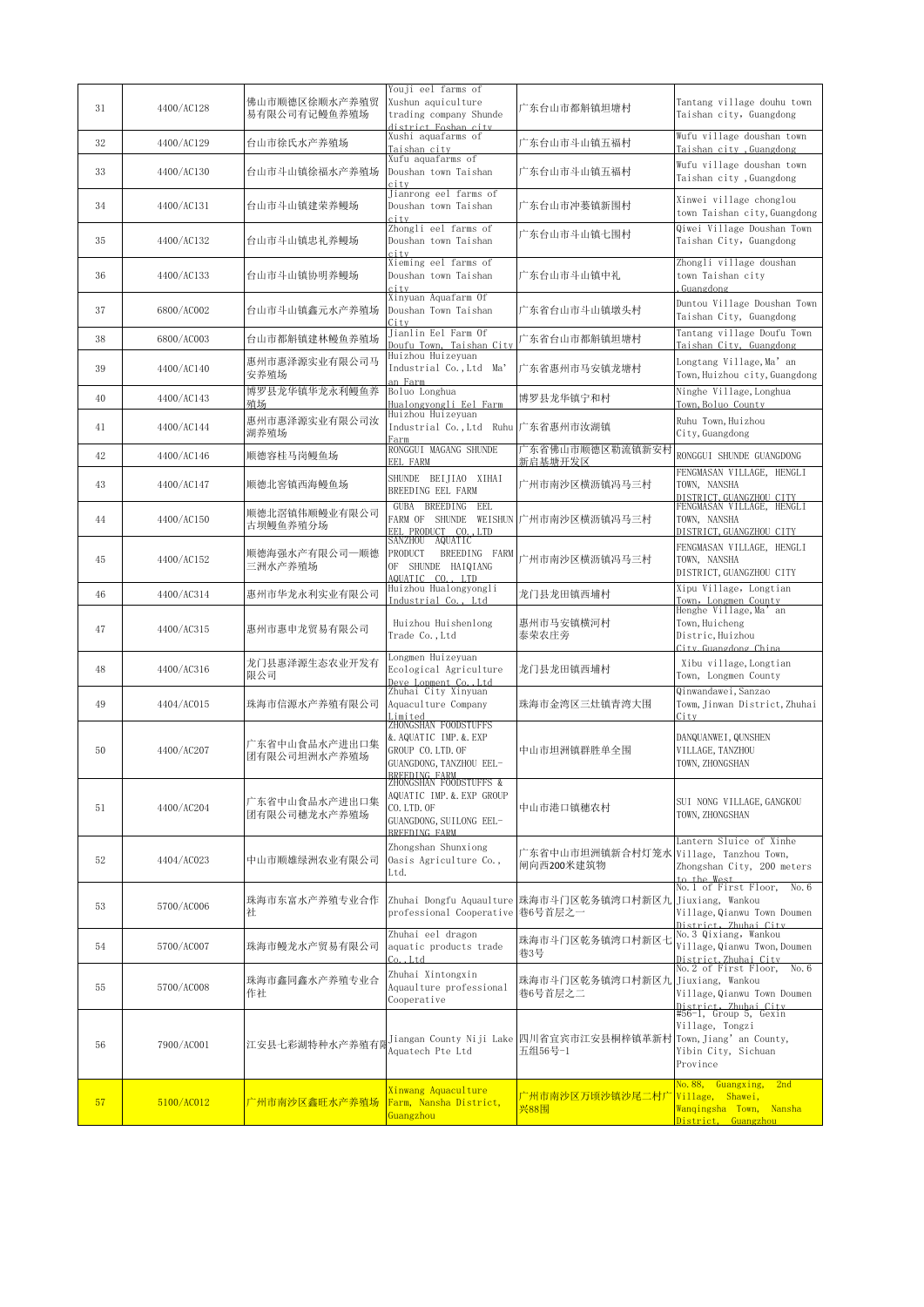| | | | | | |
|---|---|---|---|---|---|
| 31 | 4400/AC128 | 佛山市顺德区徐顺水产养殖贸易有限公司有记鳗鱼养殖场 | Youji eel farms of Xushun aquiculture trading company Shunde district Foshan city | 广东台山市都斛镇坦塘村 | Tantang village douhu town Taishan city, Guangdong |
| 32 | 4400/AC129 | 台山市徐氏水产养殖场 | Xushi aquafarms of Taishan city | 广东台山市斗山镇五福村 | Wufu village doushan town Taishan city ,Guangdong |
| 33 | 4400/AC130 | 台山市斗山镇徐福水产养殖场 | Xufu aquafarms of Doushan town Taishan city | 广东台山市斗山镇五福村 | Wufu village doushan town Taishan city ,Guangdong |
| 34 | 4400/AC131 | 台山市斗山镇建荣养鳗场 | Jianrong eel farms of Doushan town Taishan city | 广东台山市冲蒌镇新围村 | Xinwei village chonglou town Taishan city,Guangdong |
| 35 | 4400/AC132 | 台山市斗山镇忠礼养鳗场 | Zhongli eel farms of Doushan town Taishan city | 广东台山市斗山镇七围村 | Qiwei Village Doushan Town Taishan City, Guangdong |
| 36 | 4400/AC133 | 台山市斗山镇协明养鳗场 | Xieming eel farms of Doushan town Taishan city | 广东台山市斗山镇中礼 | Zhongli village doushan town Taishan city ,Guangdong |
| 37 | 6800/AC002 | 台山市斗山镇鑫元水产养殖场 | Xinyuan Aquafarm Of Doushan Town Taishan City | 广东省台山市斗山镇墩头村 | Duntou Village Doushan Town Taishan City, Guangdong |
| 38 | 6800/AC003 | 台山市都斛镇建林鳗鱼养殖场 | Jianlin Eel Farm Of Doufu Town, Taishan City | 广东省台山市都斛镇坦塘村 | Tantang village Doufu Town Taishan City, Guangdong |
| 39 | 4400/AC140 | 惠州市惠泽源实业有限公司马安养殖场 | Huizhou Huizeyuan Industrial Co.,Ltd Ma' an Farm | 广东省惠州市马安镇龙塘村 | Longtang Village,Ma' an Town,Huizhou city,Guangdong |
| 40 | 4400/AC143 | 博罗县龙华镇华龙永利鳗鱼养殖场 | Boluo Longhua Hualongyongli Eel Farm | 博罗县龙华镇宁和村 | Ninghe Village,Longhua Town,Boluo County |
| 41 | 4400/AC144 | 惠州市惠泽源实业有限公司汝湖养殖场 | Huizhou Huizeyuan Industrial Co.,Ltd Ruhu Farm | 广东省惠州市汝湖镇 | Ruhu Town,Huizhou City,Guangdong |
| 42 | 4400/AC146 | 顺德容桂马岗鳗鱼场 | RONGGUI MAGANG SHUNDE EEL FARM | 广东省佛山市顺德区勒流镇新安村新启基塘开发区 | RONGGUI SHUNDE GUANGDONG |
| 43 | 4400/AC147 | 顺德北滘镇西海鳗鱼场 | SHUNDE BEIJIAO XIHAI BREEDING EEL FARM | 广州市南沙区横沥镇冯马三村 | FENGMASAN VILLAGE, HENGLI TOWN, NANSHA DISTRICT,GUANGZHOU CITY |
| 44 | 4400/AC150 | 顺德北滘镇伟顺鳗业有限公司古坝鳗鱼养殖分场 | GUBA BREEDING EEL FARM OF SHUNDE WEISHUN EEL PRODUCT CO.,LTD | 广州市南沙区横沥镇冯马三村 | FENGMASAN VILLAGE, HENGLI TOWN, NANSHA DISTRICT,GUANGZHOU CITY |
| 45 | 4400/AC152 | 顺德海强水产有限公司—顺德三洲水产养殖场 | SANZHOU AQUATIC PRODUCT BREEDING FARM OF SHUNDE HAIQIANG AQUATIC CO., LTD | 广州市南沙区横沥镇冯马三村 | FENGMASAN VILLAGE, HENGLI TOWN, NANSHA DISTRICT,GUANGZHOU CITY |
| 46 | 4400/AC314 | 惠州市华龙永利实业有限公司 | Huizhou Hualongyongli Industrial Co., Ltd | 龙门县龙田镇西埔村 | Xipu Village, Longtian Town, Longmen County |
| 47 | 4400/AC315 | 惠州市惠申龙贸易有限公司 | Huizhou Huishenlong Trade Co.,Ltd | 惠州市马安镇横河村泰荣农庄旁 | Henghe Village,Ma' an Town,Huicheng Distric,Huizhou City,Guangdong,China |
| 48 | 4400/AC316 | 龙门县惠泽源生态农业开发有限公司 | Longmen Huizeyuan Ecological Agriculture Deve Lopment Co.,Ltd | 龙门县龙田镇西埔村 | Xibu village,Longtian Town, Longmen County |
| 49 | 4404/AC015 | 珠海市信源水产养殖有限公司 | Zhuhai City Xinyuan Aquaculture Company Limited | 珠海市金湾区三灶镇青湾大围 | Qinwandawei,Sanzao Towm,Jinwan District,Zhuhai City |
| 50 | 4400/AC207 | 广东省中山食品水产进出口集团有限公司坦洲水产养殖场 | ZHONGSHAN FOODSTUFFS &.AQUATIC IMP.&.EXP GROUP CO.LTD.OF GUANGDONG,TANZHOU EEL-BREEDING FARM | 中山市坦洲镇群胜单全围 | DANQUANWEI,QUNSHEN VILLAGE,TANZHOU TOWN,ZHONGSHAN |
| 51 | 4400/AC204 | 广东省中山食品水产进出口集团有限公司穗龙水产养殖场 | ZHONGSHAN FOODSTUFFS & AQUATIC IMP.&.EXP GROUP CO.LTD.OF GUANGDONG,SUILONG EEL-BREEDING FARM | 中山市港口镇穗农村 | SUI NONG VILLAGE,GANGKOU TOWN,ZHONGSHAN |
| 52 | 4404/AC023 | 中山市顺雄绿洲农业有限公司 | Zhongshan Shunxiong Oasis Agriculture Co., Ltd. | 广东省中山市坦洲镇新合村灯笼水闸向西200米建筑物 | Lantern Sluice of Xinhe Village, Tanzhou Town, Zhongshan City, 200 meters to the West |
| 53 | 5700/AC006 | 珠海市东富水产养殖专业合作社 | Zhuhai Dongfu Aquaulture professional Cooperative | 珠海市斗门区乾务镇湾口村新区九巷6号首层之一 | No.1 of First Floor, No.6 Jiuxiang, Wankou Village,Qianwu Town Doumen District, Zhuhai City |
| 54 | 5700/AC007 | 珠海市鳗龙水产贸易有限公司 | Zhuhai eel dragon aquatic products trade Co.,Ltd | 珠海市斗门区乾务镇湾口村新区七巷3号 | No.3 Qixiang, Wankou Village,Qianwu Twon,Doumen District,Zhuhai City |
| 55 | 5700/AC008 | 珠海市鑫同鑫水产养殖专业合作社 | Zhuhai Xintongxin Aquaulture professional Cooperative | 珠海市斗门区乾务镇湾口村新区九巷6号首层之二 | No.2 of First Floor, No.6 Jiuxiang, Wankou Village,Qianwu Town Doumen District, Zhuhai City |
| 56 | 7900/AC001 | 江安县七彩湖特种水产养殖有限 | Jiangan County Niji Lake Aquatech Pte Ltd | 四川省宜宾市江安县桐梓镇革新村五组56号-1 | #56-1, Group 5, Gexin Village, Tongzi Town,Jiang' an County, Yibin City, Sichuan Province |
| 57 | 5100/AC012 | 广州市南沙区鑫旺水产养殖场 | Xinwang Aquaculture Farm, Nansha District, Guangzhou | 广州市南沙区万顷沙镇沙尾二村广兴88围 | No.88, Guangxing, 2nd Village, Shawei, Wanqingsha Town, Nansha District, Guangzhou |